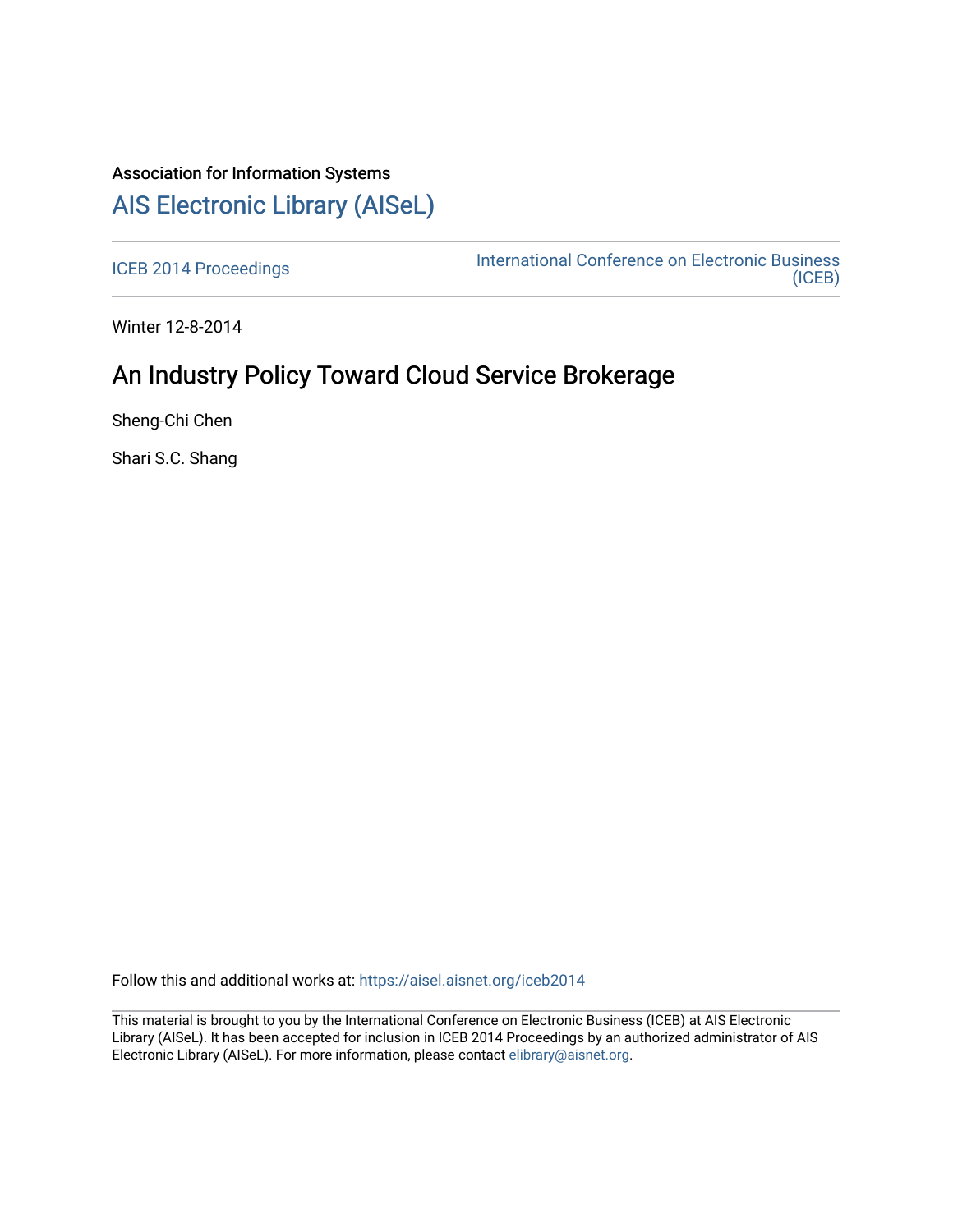Association for Information Systems

# AIS Electronic Library (AISeL)

ICEB 2014 Proceedings | International Conference on Electronic Business (ICEB)

Winter 12-8-2014

## An Industry Policy Toward Cloud Service Brokerage

Sheng-Chi Chen

Shari S.C. Shang

Follow this and additional works at: https://aisel.aisnet.org/iceb2014

This material is brought to you by the International Conference on Electronic Business (ICEB) at AIS Electronic Library (AISeL). It has been accepted for inclusion in ICEB 2014 Proceedings by an authorized administrator of AIS Electronic Library (AISeL). For more information, please contact elibrary@aisnet.org.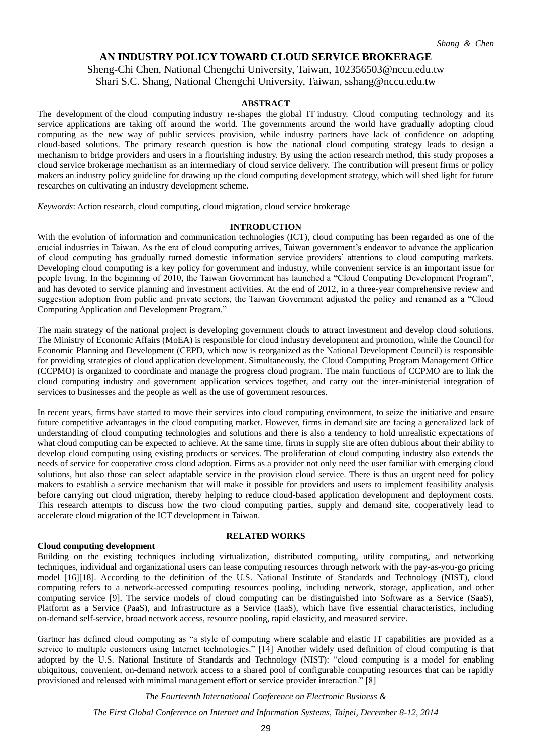# AN INDUSTRY POLICY TOWARD CLOUD SERVICE BROKERAGE

Sheng-Chi Chen, National Chengchi University, Taiwan, 102356503@nccu.edu.tw
Shari S.C. Shang, National Chengchi University, Taiwan, sshang@nccu.edu.tw

## ABSTRACT

The development of the cloud computing industry re-shapes the global IT industry. Cloud computing technology and its service applications are taking off around the world. The governments around the world have gradually adopting cloud computing as the new way of public services provision, while industry partners have lack of confidence on adopting cloud-based solutions. The primary research question is how the national cloud computing strategy leads to design a mechanism to bridge providers and users in a flourishing industry. By using the action research method, this study proposes a cloud service brokerage mechanism as an intermediary of cloud service delivery. The contribution will present firms or policy makers an industry policy guideline for drawing up the cloud computing development strategy, which will shed light for future researches on cultivating an industry development scheme.

*Keywords*: Action research, cloud computing, cloud migration, cloud service brokerage

## INTRODUCTION

With the evolution of information and communication technologies (ICT), cloud computing has been regarded as one of the crucial industries in Taiwan. As the era of cloud computing arrives, Taiwan government's endeavor to advance the application of cloud computing has gradually turned domestic information service providers' attentions to cloud computing markets. Developing cloud computing is a key policy for government and industry, while convenient service is an important issue for people living. In the beginning of 2010, the Taiwan Government has launched a "Cloud Computing Development Program", and has devoted to service planning and investment activities. At the end of 2012, in a three-year comprehensive review and suggestion adoption from public and private sectors, the Taiwan Government adjusted the policy and renamed as a "Cloud Computing Application and Development Program."

The main strategy of the national project is developing government clouds to attract investment and develop cloud solutions. The Ministry of Economic Affairs (MoEA) is responsible for cloud industry development and promotion, while the Council for Economic Planning and Development (CEPD, which now is reorganized as the National Development Council) is responsible for providing strategies of cloud application development. Simultaneously, the Cloud Computing Program Management Office (CCPMO) is organized to coordinate and manage the progress cloud program. The main functions of CCPMO are to link the cloud computing industry and government application services together, and carry out the inter-ministerial integration of services to businesses and the people as well as the use of government resources.

In recent years, firms have started to move their services into cloud computing environment, to seize the initiative and ensure future competitive advantages in the cloud computing market. However, firms in demand site are facing a generalized lack of understanding of cloud computing technologies and solutions and there is also a tendency to hold unrealistic expectations of what cloud computing can be expected to achieve. At the same time, firms in supply site are often dubious about their ability to develop cloud computing using existing products or services. The proliferation of cloud computing industry also extends the needs of service for cooperative cross cloud adoption. Firms as a provider not only need the user familiar with emerging cloud solutions, but also those can select adaptable service in the provision cloud service. There is thus an urgent need for policy makers to establish a service mechanism that will make it possible for providers and users to implement feasibility analysis before carrying out cloud migration, thereby helping to reduce cloud-based application development and deployment costs. This research attempts to discuss how the two cloud computing parties, supply and demand site, cooperatively lead to accelerate cloud migration of the ICT development in Taiwan.

## RELATED WORKS

### Cloud computing development

Building on the existing techniques including virtualization, distributed computing, utility computing, and networking techniques, individual and organizational users can lease computing resources through network with the pay-as-you-go pricing model [16][18]. According to the definition of the U.S. National Institute of Standards and Technology (NIST), cloud computing refers to a network-accessed computing resources pooling, including network, storage, application, and other computing service [9]. The service models of cloud computing can be distinguished into Software as a Service (SaaS), Platform as a Service (PaaS), and Infrastructure as a Service (IaaS), which have five essential characteristics, including on-demand self-service, broad network access, resource pooling, rapid elasticity, and measured service.

Gartner has defined cloud computing as "a style of computing where scalable and elastic IT capabilities are provided as a service to multiple customers using Internet technologies." [14] Another widely used definition of cloud computing is that adopted by the U.S. National Institute of Standards and Technology (NIST): "cloud computing is a model for enabling ubiquitous, convenient, on-demand network access to a shared pool of configurable computing resources that can be rapidly provisioned and released with minimal management effort or service provider interaction." [8]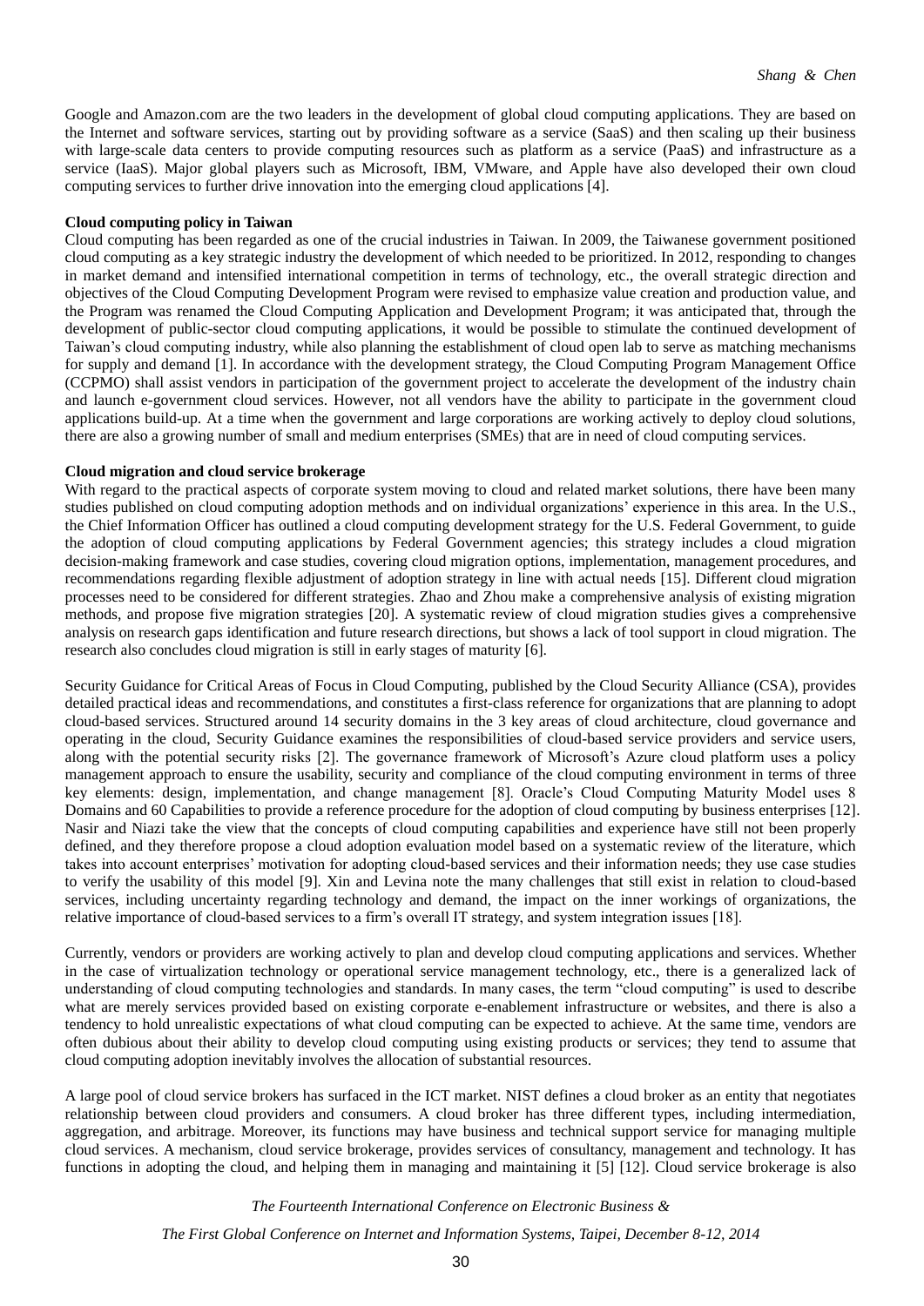Google and Amazon.com are the two leaders in the development of global cloud computing applications. They are based on the Internet and software services, starting out by providing software as a service (SaaS) and then scaling up their business with large-scale data centers to provide computing resources such as platform as a service (PaaS) and infrastructure as a service (IaaS). Major global players such as Microsoft, IBM, VMware, and Apple have also developed their own cloud computing services to further drive innovation into the emerging cloud applications [4].

**Cloud computing policy in Taiwan**

Cloud computing has been regarded as one of the crucial industries in Taiwan. In 2009, the Taiwanese government positioned cloud computing as a key strategic industry the development of which needed to be prioritized. In 2012, responding to changes in market demand and intensified international competition in terms of technology, etc., the overall strategic direction and objectives of the Cloud Computing Development Program were revised to emphasize value creation and production value, and the Program was renamed the Cloud Computing Application and Development Program; it was anticipated that, through the development of public-sector cloud computing applications, it would be possible to stimulate the continued development of Taiwan's cloud computing industry, while also planning the establishment of cloud open lab to serve as matching mechanisms for supply and demand [1]. In accordance with the development strategy, the Cloud Computing Program Management Office (CCPMO) shall assist vendors in participation of the government project to accelerate the development of the industry chain and launch e-government cloud services. However, not all vendors have the ability to participate in the government cloud applications build-up. At a time when the government and large corporations are working actively to deploy cloud solutions, there are also a growing number of small and medium enterprises (SMEs) that are in need of cloud computing services.

**Cloud migration and cloud service brokerage**

With regard to the practical aspects of corporate system moving to cloud and related market solutions, there have been many studies published on cloud computing adoption methods and on individual organizations' experience in this area. In the U.S., the Chief Information Officer has outlined a cloud computing development strategy for the U.S. Federal Government, to guide the adoption of cloud computing applications by Federal Government agencies; this strategy includes a cloud migration decision-making framework and case studies, covering cloud migration options, implementation, management procedures, and recommendations regarding flexible adjustment of adoption strategy in line with actual needs [15]. Different cloud migration processes need to be considered for different strategies. Zhao and Zhou make a comprehensive analysis of existing migration methods, and propose five migration strategies [20]. A systematic review of cloud migration studies gives a comprehensive analysis on research gaps identification and future research directions, but shows a lack of tool support in cloud migration. The research also concludes cloud migration is still in early stages of maturity [6].

Security Guidance for Critical Areas of Focus in Cloud Computing, published by the Cloud Security Alliance (CSA), provides detailed practical ideas and recommendations, and constitutes a first-class reference for organizations that are planning to adopt cloud-based services. Structured around 14 security domains in the 3 key areas of cloud architecture, cloud governance and operating in the cloud, Security Guidance examines the responsibilities of cloud-based service providers and service users, along with the potential security risks [2]. The governance framework of Microsoft's Azure cloud platform uses a policy management approach to ensure the usability, security and compliance of the cloud computing environment in terms of three key elements: design, implementation, and change management [8]. Oracle's Cloud Computing Maturity Model uses 8 Domains and 60 Capabilities to provide a reference procedure for the adoption of cloud computing by business enterprises [12]. Nasir and Niazi take the view that the concepts of cloud computing capabilities and experience have still not been properly defined, and they therefore propose a cloud adoption evaluation model based on a systematic review of the literature, which takes into account enterprises' motivation for adopting cloud-based services and their information needs; they use case studies to verify the usability of this model [9]. Xin and Levina note the many challenges that still exist in relation to cloud-based services, including uncertainty regarding technology and demand, the impact on the inner workings of organizations, the relative importance of cloud-based services to a firm's overall IT strategy, and system integration issues [18].

Currently, vendors or providers are working actively to plan and develop cloud computing applications and services. Whether in the case of virtualization technology or operational service management technology, etc., there is a generalized lack of understanding of cloud computing technologies and standards. In many cases, the term "cloud computing" is used to describe what are merely services provided based on existing corporate e-enablement infrastructure or websites, and there is also a tendency to hold unrealistic expectations of what cloud computing can be expected to achieve. At the same time, vendors are often dubious about their ability to develop cloud computing using existing products or services; they tend to assume that cloud computing adoption inevitably involves the allocation of substantial resources.

A large pool of cloud service brokers has surfaced in the ICT market. NIST defines a cloud broker as an entity that negotiates relationship between cloud providers and consumers. A cloud broker has three different types, including intermediation, aggregation, and arbitrage. Moreover, its functions may have business and technical support service for managing multiple cloud services. A mechanism, cloud service brokerage, provides services of consultancy, management and technology. It has functions in adopting the cloud, and helping them in managing and maintaining it [5] [12]. Cloud service brokerage is also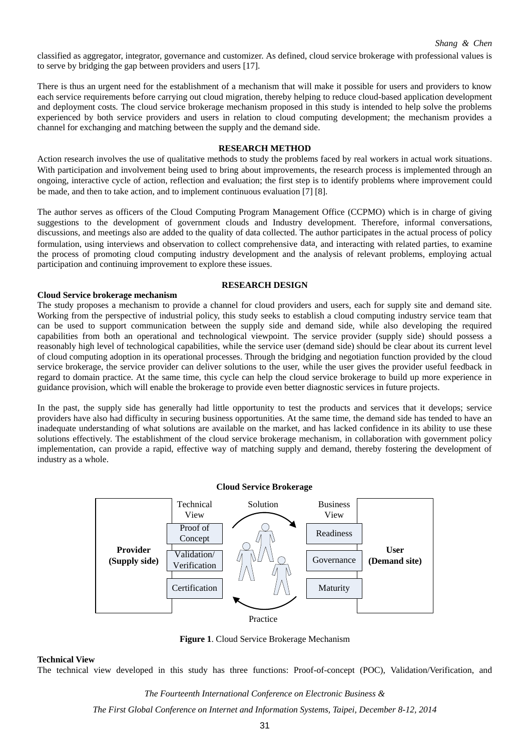classified as aggregator, integrator, governance and customizer. As defined, cloud service brokerage with professional values is to serve by bridging the gap between providers and users [17].

There is thus an urgent need for the establishment of a mechanism that will make it possible for users and providers to know each service requirements before carrying out cloud migration, thereby helping to reduce cloud-based application development and deployment costs. The cloud service brokerage mechanism proposed in this study is intended to help solve the problems experienced by both service providers and users in relation to cloud computing development; the mechanism provides a channel for exchanging and matching between the supply and the demand side.

## RESEARCH METHOD

Action research involves the use of qualitative methods to study the problems faced by real workers in actual work situations. With participation and involvement being used to bring about improvements, the research process is implemented through an ongoing, interactive cycle of action, reflection and evaluation; the first step is to identify problems where improvement could be made, and then to take action, and to implement continuous evaluation [7] [8].

The author serves as officers of the Cloud Computing Program Management Office (CCPMO) which is in charge of giving suggestions to the development of government clouds and Industry development. Therefore, informal conversations, discussions, and meetings also are added to the quality of data collected. The author participates in the actual process of policy formulation, using interviews and observation to collect comprehensive data, and interacting with related parties, to examine the process of promoting cloud computing industry development and the analysis of relevant problems, employing actual participation and continuing improvement to explore these issues.

## RESEARCH DESIGN

**Cloud Service brokerage mechanism**

The study proposes a mechanism to provide a channel for cloud providers and users, each for supply site and demand site. Working from the perspective of industrial policy, this study seeks to establish a cloud computing industry service team that can be used to support communication between the supply side and demand side, while also developing the required capabilities from both an operational and technological viewpoint. The service provider (supply side) should possess a reasonably high level of technological capabilities, while the service user (demand side) should be clear about its current level of cloud computing adoption in its operational processes. Through the bridging and negotiation function provided by the cloud service brokerage, the service provider can deliver solutions to the user, while the user gives the provider useful feedback in regard to domain practice. At the same time, this cycle can help the cloud service brokerage to build up more experience in guidance provision, which will enable the brokerage to provide even better diagnostic services in future projects.

In the past, the supply side has generally had little opportunity to test the products and services that it develops; service providers have also had difficulty in securing business opportunities. At the same time, the demand side has tended to have an inadequate understanding of what solutions are available on the market, and has lacked confidence in its ability to use these solutions effectively. The establishment of the cloud service brokerage mechanism, in collaboration with government policy implementation, can provide a rapid, effective way of matching supply and demand, thereby fostering the development of industry as a whole.

**Cloud Service Brokerage**

Provider (Supply side) — Technical View: Proof of Concept; Validation/ Verification; Certification — Solution → — Business View: Readiness; Governance; Maturity — User (Demand site) — ← Practice

**Figure 1**. Cloud Service Brokerage Mechanism

**Technical View**

The technical view developed in this study has three functions: Proof-of-concept (POC), Validation/Verification, and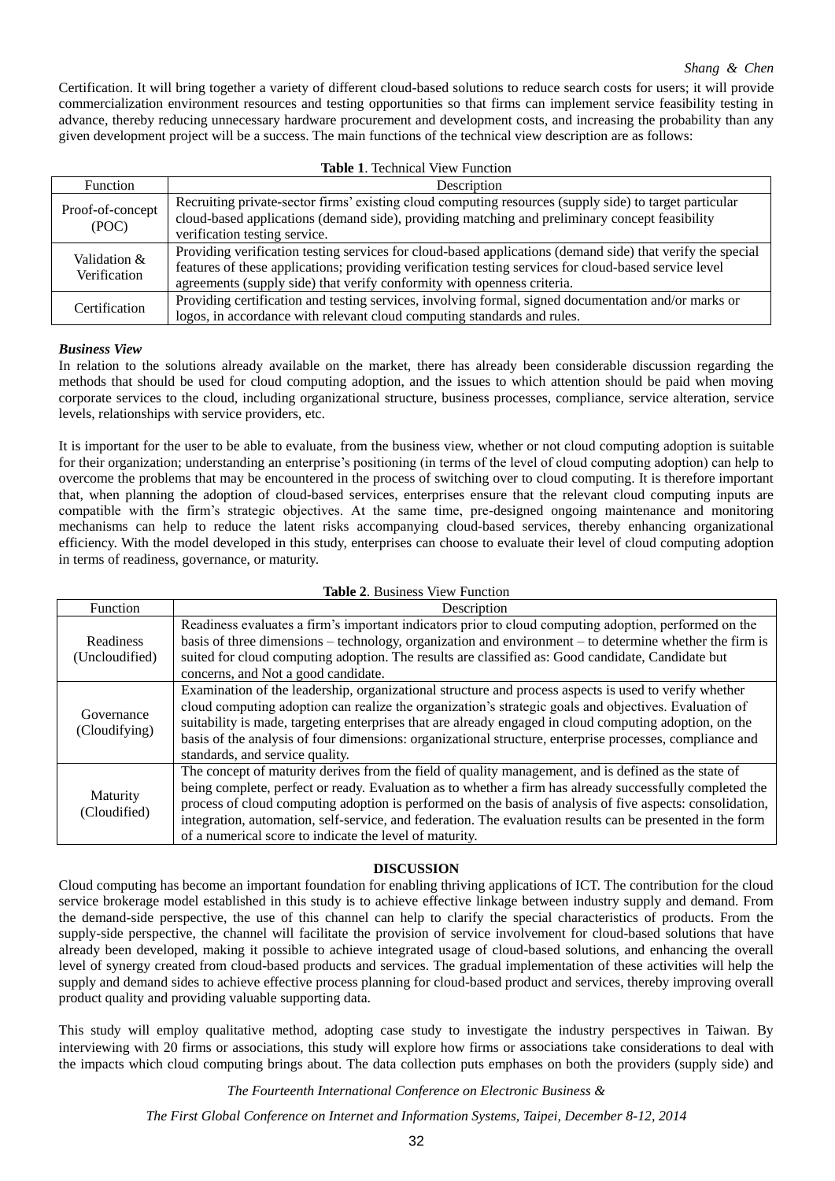Certification. It will bring together a variety of different cloud-based solutions to reduce search costs for users; it will provide commercialization environment resources and testing opportunities so that firms can implement service feasibility testing in advance, thereby reducing unnecessary hardware procurement and development costs, and increasing the probability than any given development project will be a success. The main functions of the technical view description are as follows:

**Table 1**. Technical View Function

| Function | Description |
|---|---|
| Proof-of-concept (POC) | Recruiting private-sector firms' existing cloud computing resources (supply side) to target particular cloud-based applications (demand side), providing matching and preliminary concept feasibility verification testing service. |
| Validation & Verification | Providing verification testing services for cloud-based applications (demand side) that verify the special features of these applications; providing verification testing services for cloud-based service level agreements (supply side) that verify conformity with openness criteria. |
| Certification | Providing certification and testing services, involving formal, signed documentation and/or marks or logos, in accordance with relevant cloud computing standards and rules. |

***Business View***

In relation to the solutions already available on the market, there has already been considerable discussion regarding the methods that should be used for cloud computing adoption, and the issues to which attention should be paid when moving corporate services to the cloud, including organizational structure, business processes, compliance, service alteration, service levels, relationships with service providers, etc.

It is important for the user to be able to evaluate, from the business view, whether or not cloud computing adoption is suitable for their organization; understanding an enterprise's positioning (in terms of the level of cloud computing adoption) can help to overcome the problems that may be encountered in the process of switching over to cloud computing. It is therefore important that, when planning the adoption of cloud-based services, enterprises ensure that the relevant cloud computing inputs are compatible with the firm's strategic objectives. At the same time, pre-designed ongoing maintenance and monitoring mechanisms can help to reduce the latent risks accompanying cloud-based services, thereby enhancing organizational efficiency. With the model developed in this study, enterprises can choose to evaluate their level of cloud computing adoption in terms of readiness, governance, or maturity.

**Table 2**. Business View Function

| Function | Description |
|---|---|
| Readiness (Uncloudified) | Readiness evaluates a firm's important indicators prior to cloud computing adoption, performed on the basis of three dimensions – technology, organization and environment – to determine whether the firm is suited for cloud computing adoption. The results are classified as: Good candidate, Candidate but concerns, and Not a good candidate. |
| Governance (Cloudifying) | Examination of the leadership, organizational structure and process aspects is used to verify whether cloud computing adoption can realize the organization's strategic goals and objectives. Evaluation of suitability is made, targeting enterprises that are already engaged in cloud computing adoption, on the basis of the analysis of four dimensions: organizational structure, enterprise processes, compliance and standards, and service quality. |
| Maturity (Cloudified) | The concept of maturity derives from the field of quality management, and is defined as the state of being complete, perfect or ready. Evaluation as to whether a firm has already successfully completed the process of cloud computing adoption is performed on the basis of analysis of five aspects: consolidation, integration, automation, self-service, and federation. The evaluation results can be presented in the form of a numerical score to indicate the level of maturity. |

## DISCUSSION

Cloud computing has become an important foundation for enabling thriving applications of ICT. The contribution for the cloud service brokerage model established in this study is to achieve effective linkage between industry supply and demand. From the demand-side perspective, the use of this channel can help to clarify the special characteristics of products. From the supply-side perspective, the channel will facilitate the provision of service involvement for cloud-based solutions that have already been developed, making it possible to achieve integrated usage of cloud-based solutions, and enhancing the overall level of synergy created from cloud-based products and services. The gradual implementation of these activities will help the supply and demand sides to achieve effective process planning for cloud-based product and services, thereby improving overall product quality and providing valuable supporting data.

This study will employ qualitative method, adopting case study to investigate the industry perspectives in Taiwan. By interviewing with 20 firms or associations, this study will explore how firms or associations take considerations to deal with the impacts which cloud computing brings about. The data collection puts emphases on both the providers (supply side) and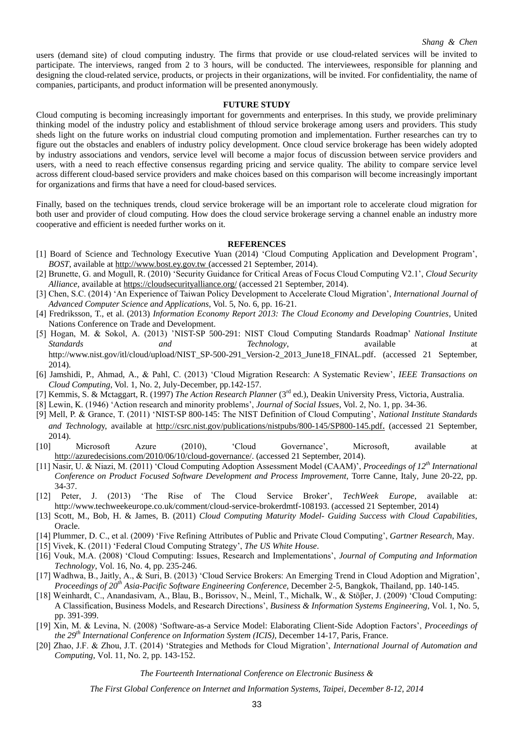users (demand site) of cloud computing industry. The firms that provide or use cloud-related services will be invited to participate. The interviews, ranged from 2 to 3 hours, will be conducted. The interviewees, responsible for planning and designing the cloud-related service, products, or projects in their organizations, will be invited. For confidentiality, the name of companies, participants, and product information will be presented anonymously.

## FUTURE STUDY

Cloud computing is becoming increasingly important for governments and enterprises. In this study, we provide preliminary thinking model of the industry policy and establishment of thloud service brokerage among users and providers. This study sheds light on the future works on industrial cloud computing promotion and implementation. Further researches can try to figure out the obstacles and enablers of industry policy development. Once cloud service brokerage has been widely adopted by industry associations and vendors, service level will become a major focus of discussion between service providers and users, with a need to reach effective consensus regarding pricing and service quality. The ability to compare service level across different cloud-based service providers and make choices based on this comparison will become increasingly important for organizations and firms that have a need for cloud-based services.

Finally, based on the techniques trends, cloud service brokerage will be an important role to accelerate cloud migration for both user and provider of cloud computing. How does the cloud service brokerage serving a channel enable an industry more cooperative and efficient is needed further works on it.

## REFERENCES

[1] Board of Science and Technology Executive Yuan (2014) 'Cloud Computing Application and Development Program', *BOST*, available at http://www.bost.ey.gov.tw (accessed 21 September, 2014).

[2] Brunette, G. and Mogull, R. (2010) 'Security Guidance for Critical Areas of Focus Cloud Computing V2.1', *Cloud Security Alliance*, available at https://cloudsecurityalliance.org/ (accessed 21 September, 2014).

[3] Chen, S.C. (2014) 'An Experience of Taiwan Policy Development to Accelerate Cloud Migration', *International Journal of Advanced Computer Science and Applications*, Vol. 5, No. 6, pp. 16-21.

[4] Fredriksson, T., et al. (2013) *Information Economy Report 2013: The Cloud Economy and Developing Countries*, United Nations Conference on Trade and Development.

[5] Hogan, M. & Sokol, A. (2013) 'NIST-SP 500-291: NIST Cloud Computing Standards Roadmap' *National Institute Standards and Technology*, available at http://www.nist.gov/itl/cloud/upload/NIST_SP-500-291_Version-2_2013_June18_FINAL.pdf. (accessed 21 September, 2014).

[6] Jamshidi, P., Ahmad, A., & Pahl, C. (2013) 'Cloud Migration Research: A Systematic Review', *IEEE Transactions on Cloud Computing*, Vol. 1, No. 2, July-December, pp.142-157.

[7] Kemmis, S. & Mctaggart, R. (1997) *The Action Research Planner* (3rd ed.), Deakin University Press, Victoria, Australia.

[8] Lewin, K. (1946) 'Action research and minority problems', *Journal of Social Issues*, Vol. 2, No. 1, pp. 34-36.

[9] Mell, P. & Grance, T. (2011) 'NIST-SP 800-145: The NIST Definition of Cloud Computing', *National Institute Standards and Technology*, available at http://csrc.nist.gov/publications/nistpubs/800-145/SP800-145.pdf. (accessed 21 September, 2014).

[10] Microsoft Azure (2010), 'Cloud Governance', Microsoft, available at http://azuredecisions.com/2010/06/10/cloud-governance/. (accessed 21 September, 2014).

[11] Nasir, U. & Niazi, M. (2011) 'Cloud Computing Adoption Assessment Model (CAAM)', *Proceedings of 12th International Conference on Product Focused Software Development and Process Improvement*, Torre Canne, Italy, June 20-22, pp. 34-37.

[12] Peter, J. (2013) 'The Rise of The Cloud Service Broker', *TechWeek Europe*, available at: http://www.techweekeurope.co.uk/comment/cloud-service-brokerdmtf-108193. (accessed 21 September, 2014)

[13] Scott, M., Bob, H. & James, B. (2011) *Cloud Computing Maturity Model- Guiding Success with Cloud Capabilities*, Oracle.

[14] Plummer, D. C., et al. (2009) 'Five Refining Attributes of Public and Private Cloud Computing', *Gartner Research*, May.

[15] Vivek, K. (2011) 'Federal Cloud Computing Strategy', *The US White House*.

[16] Vouk, M.A. (2008) 'Cloud Computing: Issues, Research and Implementations', *Journal of Computing and Information Technology*, Vol. 16, No. 4, pp. 235-246.

[17] Wadhwa, B., Jaitly, A., & Suri, B. (2013) 'Cloud Service Brokers: An Emerging Trend in Cloud Adoption and Migration', *Proceedings of 20th Asia-Pacific Software Engineering Conference*, December 2-5, Bangkok, Thailand, pp. 140-145.

[18] Weinhardt, C., Anandasivam, A., Blau, B., Borissov, N., Meinl, T., Michalk, W., & Stößer, J. (2009) 'Cloud Computing: A Classification, Business Models, and Research Directions', *Business & Information Systems Engineering*, Vol. 1, No. 5, pp. 391-399.

[19] Xin, M. & Levina, N. (2008) 'Software-as-a Service Model: Elaborating Client-Side Adoption Factors', *Proceedings of the 29th International Conference on Information System (ICIS)*, December 14-17, Paris, France.

[20] Zhao, J.F. & Zhou, J.T. (2014) 'Strategies and Methods for Cloud Migration', *International Journal of Automation and Computing*, Vol. 11, No. 2, pp. 143-152.